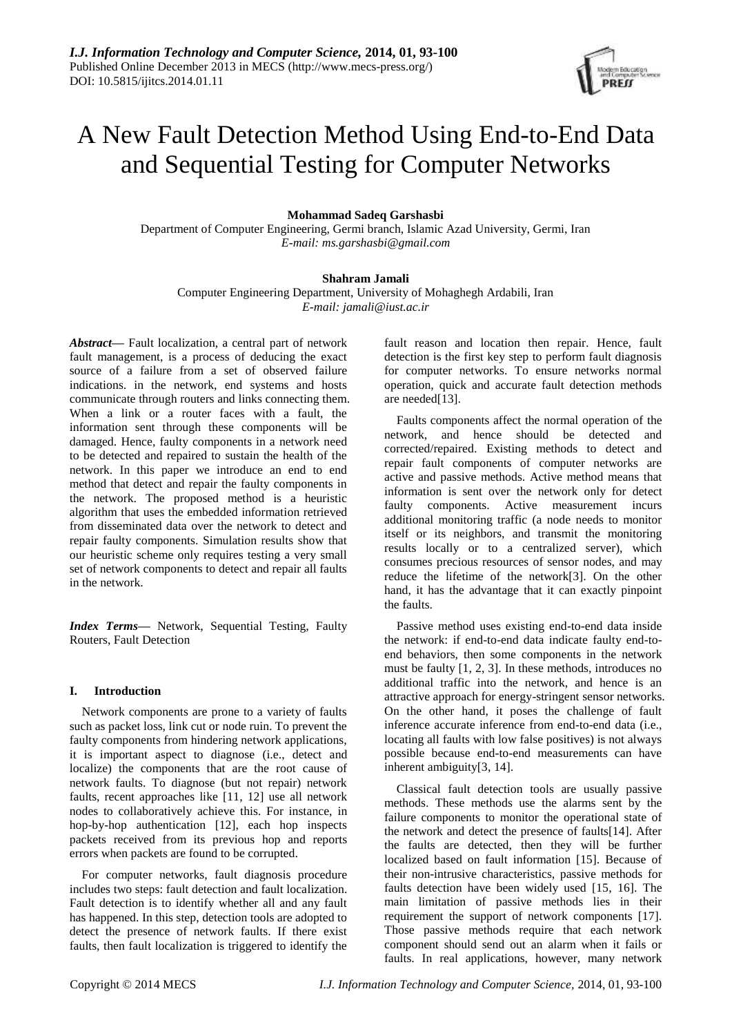# A New Fault Detection Method Using End-to-End Data and Sequential Testing for Computer Networks

**Mohammad Sadeq Garshasbi**
Department of Computer Engineering, Germi branch, Islamic Azad University, Germi, Iran
*E-mail: ms.garshasbi@gmail.com*

**Shahram Jamali**
Computer Engineering Department, University of Mohaghegh Ardabili, Iran
*E-mail: jamali@iust.ac.ir*

***Abstract*—** Fault localization, a central part of network fault management, is a process of deducing the exact source of a failure from a set of observed failure indications. in the network, end systems and hosts communicate through routers and links connecting them. When a link or a router faces with a fault, the information sent through these components will be damaged. Hence, faulty components in a network need to be detected and repaired to sustain the health of the network. In this paper we introduce an end to end method that detect and repair the faulty components in the network. The proposed method is a heuristic algorithm that uses the embedded information retrieved from disseminated data over the network to detect and repair faulty components. Simulation results show that our heuristic scheme only requires testing a very small set of network components to detect and repair all faults in the network.

***Index Terms*—** Network, Sequential Testing, Faulty Routers, Fault Detection

## I. Introduction

Network components are prone to a variety of faults such as packet loss, link cut or node ruin. To prevent the faulty components from hindering network applications, it is important aspect to diagnose (i.e., detect and localize) the components that are the root cause of network faults. To diagnose (but not repair) network faults, recent approaches like [11, 12] use all network nodes to collaboratively achieve this. For instance, in hop-by-hop authentication [12], each hop inspects packets received from its previous hop and reports errors when packets are found to be corrupted.

For computer networks, fault diagnosis procedure includes two steps: fault detection and fault localization. Fault detection is to identify whether all and any fault has happened. In this step, detection tools are adopted to detect the presence of network faults. If there exist faults, then fault localization is triggered to identify the fault reason and location then repair. Hence, fault detection is the first key step to perform fault diagnosis for computer networks. To ensure networks normal operation, quick and accurate fault detection methods are needed[13].

Faults components affect the normal operation of the network, and hence should be detected and corrected/repaired. Existing methods to detect and repair fault components of computer networks are active and passive methods. Active method means that information is sent over the network only for detect faulty components. Active measurement incurs additional monitoring traffic (a node needs to monitor itself or its neighbors, and transmit the monitoring results locally or to a centralized server), which consumes precious resources of sensor nodes, and may reduce the lifetime of the network[3]. On the other hand, it has the advantage that it can exactly pinpoint the faults.

Passive method uses existing end-to-end data inside the network: if end-to-end data indicate faulty end-to-end behaviors, then some components in the network must be faulty [1, 2, 3]. In these methods, introduces no additional traffic into the network, and hence is an attractive approach for energy-stringent sensor networks. On the other hand, it poses the challenge of fault inference accurate inference from end-to-end data (i.e., locating all faults with low false positives) is not always possible because end-to-end measurements can have inherent ambiguity[3, 14].

Classical fault detection tools are usually passive methods. These methods use the alarms sent by the failure components to monitor the operational state of the network and detect the presence of faults[14]. After the faults are detected, then they will be further localized based on fault information [15]. Because of their non-intrusive characteristics, passive methods for faults detection have been widely used [15, 16]. The main limitation of passive methods lies in their requirement the support of network components [17]. Those passive methods require that each network component should send out an alarm when it fails or faults. In real applications, however, many network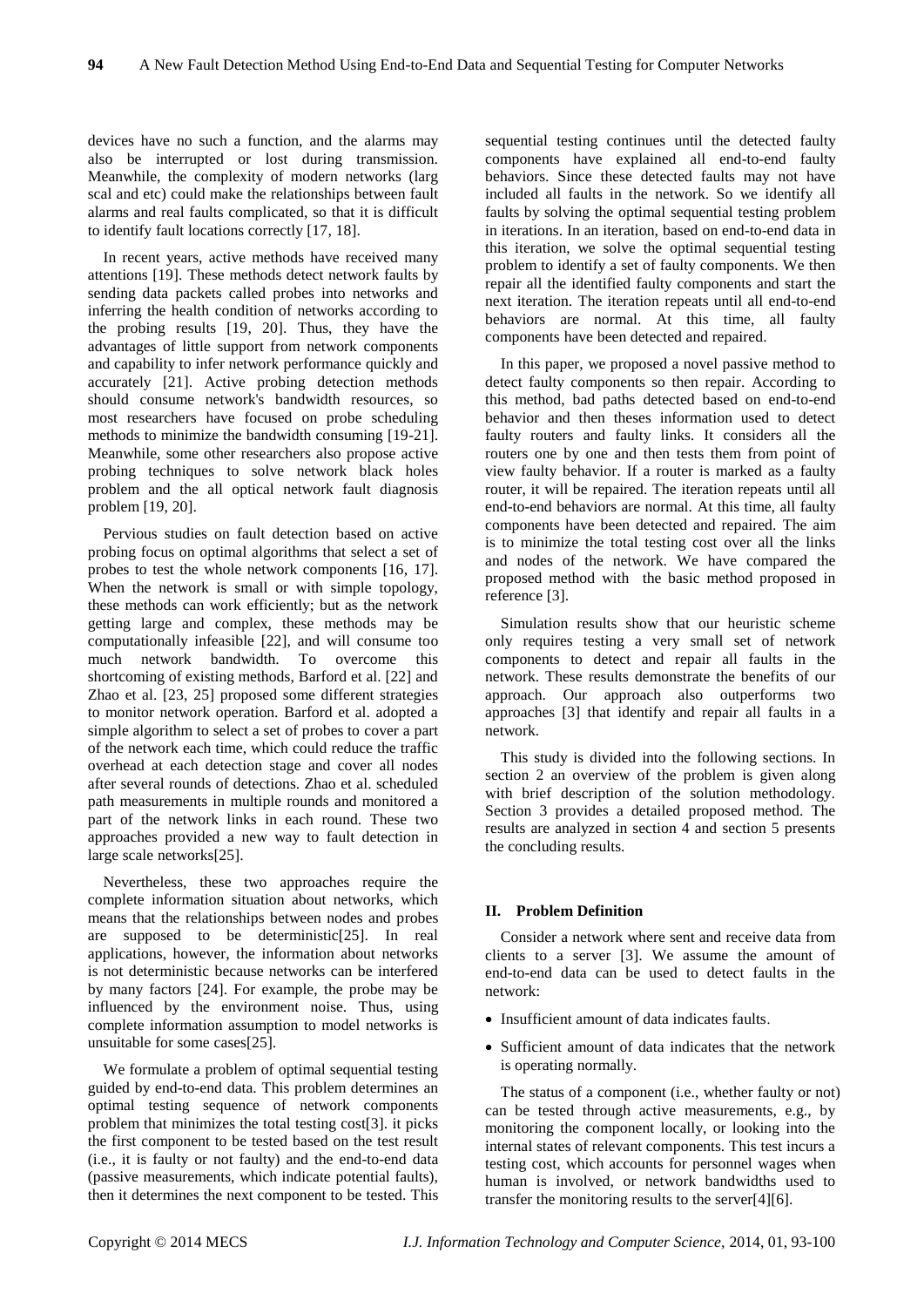devices have no such a function, and the alarms may also be interrupted or lost during transmission. Meanwhile, the complexity of modern networks (larg scal and etc) could make the relationships between fault alarms and real faults complicated, so that it is difficult to identify fault locations correctly [17, 18].

In recent years, active methods have received many attentions [19]. These methods detect network faults by sending data packets called probes into networks and inferring the health condition of networks according to the probing results [19, 20]. Thus, they have the advantages of little support from network components and capability to infer network performance quickly and accurately [21]. Active probing detection methods should consume network's bandwidth resources, so most researchers have focused on probe scheduling methods to minimize the bandwidth consuming [19-21]. Meanwhile, some other researchers also propose active probing techniques to solve network black holes problem and the all optical network fault diagnosis problem [19, 20].

Pervious studies on fault detection based on active probing focus on optimal algorithms that select a set of probes to test the whole network components [16, 17]. When the network is small or with simple topology, these methods can work efficiently; but as the network getting large and complex, these methods may be computationally infeasible [22], and will consume too much network bandwidth. To overcome this shortcoming of existing methods, Barford et al. [22] and Zhao et al. [23, 25] proposed some different strategies to monitor network operation. Barford et al. adopted a simple algorithm to select a set of probes to cover a part of the network each time, which could reduce the traffic overhead at each detection stage and cover all nodes after several rounds of detections. Zhao et al. scheduled path measurements in multiple rounds and monitored a part of the network links in each round. These two approaches provided a new way to fault detection in large scale networks[25].

Nevertheless, these two approaches require the complete information situation about networks, which means that the relationships between nodes and probes are supposed to be deterministic[25]. In real applications, however, the information about networks is not deterministic because networks can be interfered by many factors [24]. For example, the probe may be influenced by the environment noise. Thus, using complete information assumption to model networks is unsuitable for some cases[25].

We formulate a problem of optimal sequential testing guided by end-to-end data. This problem determines an optimal testing sequence of network components problem that minimizes the total testing cost[3]. it picks the first component to be tested based on the test result (i.e., it is faulty or not faulty) and the end-to-end data (passive measurements, which indicate potential faults), then it determines the next component to be tested. This sequential testing continues until the detected faulty components have explained all end-to-end faulty behaviors. Since these detected faults may not have included all faults in the network. So we identify all faults by solving the optimal sequential testing problem in iterations. In an iteration, based on end-to-end data in this iteration, we solve the optimal sequential testing problem to identify a set of faulty components. We then repair all the identified faulty components and start the next iteration. The iteration repeats until all end-to-end behaviors are normal. At this time, all faulty components have been detected and repaired.

In this paper, we proposed a novel passive method to detect faulty components so then repair. According to this method, bad paths detected based on end-to-end behavior and then theses information used to detect faulty routers and faulty links. It considers all the routers one by one and then tests them from point of view faulty behavior. If a router is marked as a faulty router, it will be repaired. The iteration repeats until all end-to-end behaviors are normal. At this time, all faulty components have been detected and repaired. The aim is to minimize the total testing cost over all the links and nodes of the network. We have compared the proposed method with the basic method proposed in reference [3].

Simulation results show that our heuristic scheme only requires testing a very small set of network components to detect and repair all faults in the network. These results demonstrate the benefits of our approach. Our approach also outperforms two approaches [3] that identify and repair all faults in a network.

This study is divided into the following sections. In section 2 an overview of the problem is given along with brief description of the solution methodology. Section 3 provides a detailed proposed method. The results are analyzed in section 4 and section 5 presents the concluding results.

## II. Problem Definition

Consider a network where sent and receive data from clients to a server [3]. We assume the amount of end-to-end data can be used to detect faults in the network:

- Insufficient amount of data indicates faults.
- Sufficient amount of data indicates that the network is operating normally.

The status of a component (i.e., whether faulty or not) can be tested through active measurements, e.g., by monitoring the component locally, or looking into the internal states of relevant components. This test incurs a testing cost, which accounts for personnel wages when human is involved, or network bandwidths used to transfer the monitoring results to the server[4][6].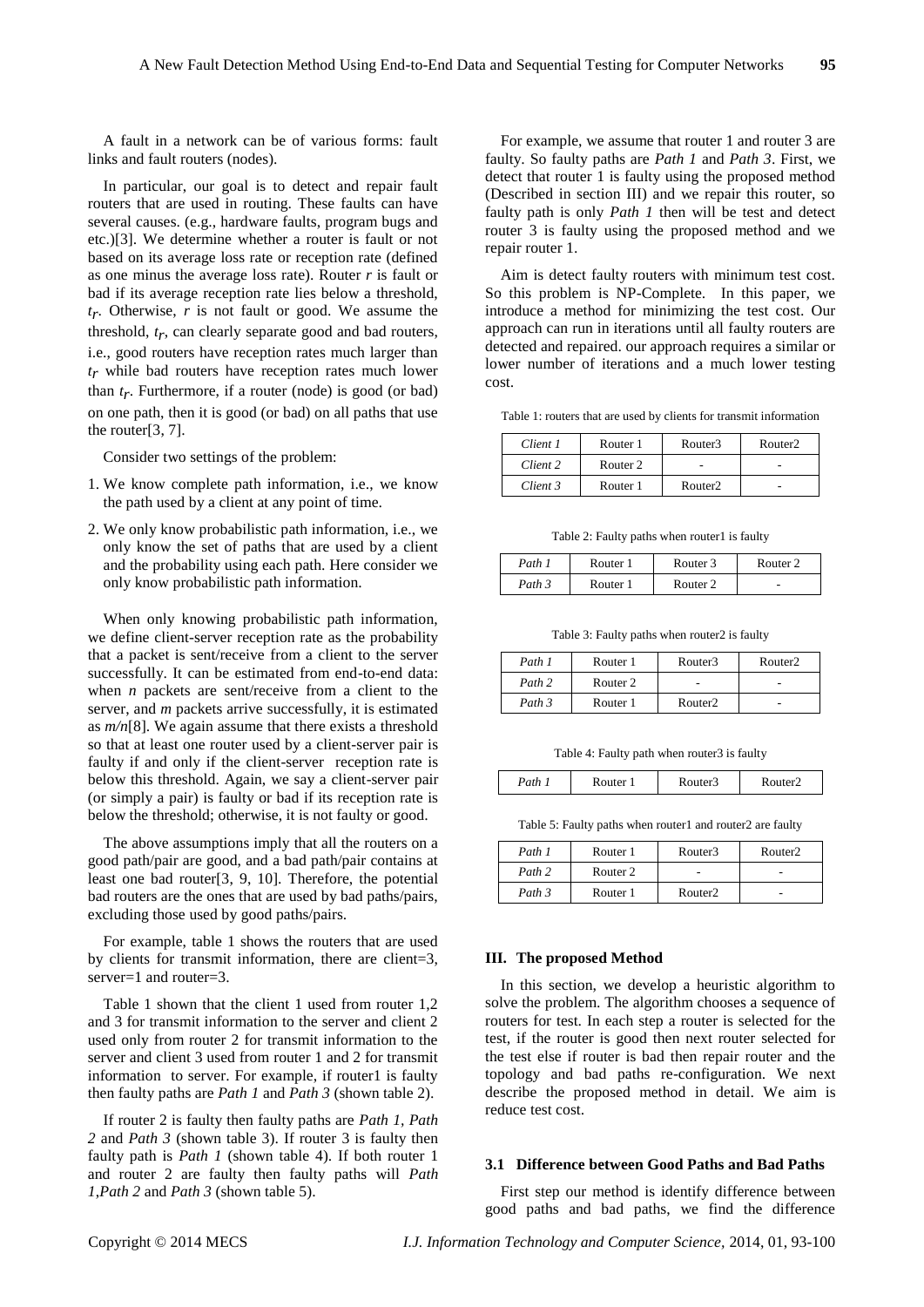A fault in a network can be of various forms: fault links and fault routers (nodes).

In particular, our goal is to detect and repair fault routers that are used in routing. These faults can have several causes. (e.g., hardware faults, program bugs and etc.)[3]. We determine whether a router is fault or not based on its average loss rate or reception rate (defined as one minus the average loss rate). Router *r* is fault or bad if its average reception rate lies below a threshold, $t_r$. Otherwise, *r* is not fault or good. We assume the threshold, $t_r$, can clearly separate good and bad routers, i.e., good routers have reception rates much larger than $t_r$ while bad routers have reception rates much lower than $t_r$. Furthermore, if a router (node) is good (or bad) on one path, then it is good (or bad) on all paths that use the router[3, 7].

Consider two settings of the problem:

1. We know complete path information, i.e., we know the path used by a client at any point of time.
2. We only know probabilistic path information, i.e., we only know the set of paths that are used by a client and the probability using each path. Here consider we only know probabilistic path information.

When only knowing probabilistic path information, we define client-server reception rate as the probability that a packet is sent/receive from a client to the server successfully. It can be estimated from end-to-end data: when *n* packets are sent/receive from a client to the server, and *m* packets arrive successfully, it is estimated as $m/n$[8]. We again assume that there exists a threshold so that at least one router used by a client-server pair is faulty if and only if the client-server reception rate is below this threshold. Again, we say a client-server pair (or simply a pair) is faulty or bad if its reception rate is below the threshold; otherwise, it is not faulty or good.

The above assumptions imply that all the routers on a good path/pair are good, and a bad path/pair contains at least one bad router[3, 9, 10]. Therefore, the potential bad routers are the ones that are used by bad paths/pairs, excluding those used by good paths/pairs.

For example, table 1 shows the routers that are used by clients for transmit information, there are client=3, server=1 and router=3.

Table 1 shown that the client 1 used from router 1,2 and 3 for transmit information to the server and client 2 used only from router 2 for transmit information to the server and client 3 used from router 1 and 2 for transmit information to server. For example, if router1 is faulty then faulty paths are *Path 1* and *Path 3* (shown table 2).

If router 2 is faulty then faulty paths are *Path 1*, *Path 2* and *Path 3* (shown table 3). If router 3 is faulty then faulty path is *Path 1* (shown table 4). If both router 1 and router 2 are faulty then faulty paths will *Path 1*,*Path 2* and *Path 3* (shown table 5).

For example, we assume that router 1 and router 3 are faulty. So faulty paths are *Path 1* and *Path 3*. First, we detect that router 1 is faulty using the proposed method (Described in section III) and we repair this router, so faulty path is only *Path 1* then will be test and detect router 3 is faulty using the proposed method and we repair router 1.

Aim is detect faulty routers with minimum test cost. So this problem is NP-Complete. In this paper, we introduce a method for minimizing the test cost. Our approach can run in iterations until all faulty routers are detected and repaired. our approach requires a similar or lower number of iterations and a much lower testing cost.

Table 1: routers that are used by clients for transmit information

| *Client 1* | Router 1 | Router3 | Router2 |
|---|---|---|---|
| *Client 2* | Router 2 | - | - |
| *Client 3* | Router 1 | Router2 | - |

Table 2: Faulty paths when router1 is faulty

| *Path 1* | Router 1 | Router 3 | Router 2 |
|---|---|---|---|
| *Path 3* | Router 1 | Router 2 | - |

Table 3: Faulty paths when router2 is faulty

| *Path 1* | Router 1 | Router3 | Router2 |
|---|---|---|---|
| *Path 2* | Router 2 | - | - |
| *Path 3* | Router 1 | Router2 | - |

Table 4: Faulty path when router3 is faulty

| *Path 1* | Router 1 | Router3 | Router2 |
|---|---|---|---|

Table 5: Faulty paths when router1 and router2 are faulty

| *Path 1* | Router 1 | Router3 | Router2 |
|---|---|---|---|
| *Path 2* | Router 2 | - | - |
| *Path 3* | Router 1 | Router2 | - |

## III. The proposed Method

In this section, we develop a heuristic algorithm to solve the problem. The algorithm chooses a sequence of routers for test. In each step a router is selected for the test, if the router is good then next router selected for the test else if router is bad then repair router and the topology and bad paths re-configuration. We next describe the proposed method in detail. We aim is reduce test cost.

### 3.1 Difference between Good Paths and Bad Paths

First step our method is identify difference between good paths and bad paths, we find the difference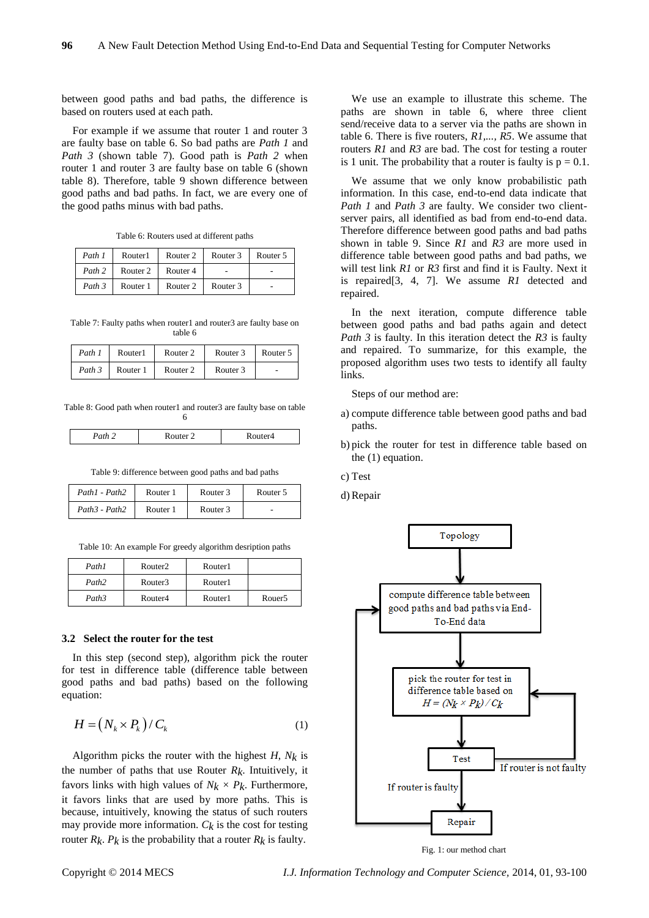between good paths and bad paths, the difference is based on routers used at each path.

For example if we assume that router 1 and router 3 are faulty base on table 6. So bad paths are *Path 1* and *Path 3* (shown table 7). Good path is *Path 2* when router 1 and router 3 are faulty base on table 6 (shown table 8). Therefore, table 9 shown difference between good paths and bad paths. In fact, we are every one of the good paths minus with bad paths.

Table 6: Routers used at different paths

| | | | | |
|---|---|---|---|---|
| *Path 1* | Router1 | Router 2 | Router 3 | Router 5 |
| *Path 2* | Router 2 | Router 4 | - | - |
| *Path 3* | Router 1 | Router 2 | Router 3 | - |

Table 7: Faulty paths when router1 and router3 are faulty base on table 6

| | | | | |
|---|---|---|---|---|
| *Path 1* | Router1 | Router 2 | Router 3 | Router 5 |
| *Path 3* | Router 1 | Router 2 | Router 3 | - |

Table 8: Good path when router1 and router3 are faulty base on table 6

| | | |
|---|---|---|
| *Path 2* | Router 2 | Router4 |

Table 9: difference between good paths and bad paths

| | | | |
|---|---|---|---|
| *Path1 - Path2* | Router 1 | Router 3 | Router 5 |
| *Path3 - Path2* | Router 1 | Router 3 | - |

Table 10: An example For greedy algorithm desription paths

| | | | |
|---|---|---|---|
| *Path1* | Router2 | Router1 | |
| *Path2* | Router3 | Router1 | |
| *Path3* | Router4 | Router1 | Rouer5 |

### 3.2 Select the router for the test

In this step (second step), algorithm pick the router for test in difference table (difference table between good paths and bad paths) based on the following equation:

$$H = \left(N_k \times P_k\right) / C_k \qquad (1)$$

Algorithm picks the router with the highest $H$, $N_k$ is the number of paths that use Router $R_k$. Intuitively, it favors links with high values of $N_k \times P_k$. Furthermore, it favors links that are used by more paths. This is because, intuitively, knowing the status of such routers may provide more information. $C_k$ is the cost for testing router $R_k$. $P_k$ is the probability that a router $R_k$ is faulty.

We use an example to illustrate this scheme. The paths are shown in table 6, where three client send/receive data to a server via the paths are shown in table 6. There is five routers, *R1,..., R5*. We assume that routers *R1* and *R3* are bad. The cost for testing a router is 1 unit. The probability that a router is faulty is p = 0.1.

We assume that we only know probabilistic path information. In this case, end-to-end data indicate that *Path 1* and *Path 3* are faulty. We consider two client-server pairs, all identified as bad from end-to-end data. Therefore difference between good paths and bad paths shown in table 9. Since *R1* and *R3* are more used in difference table between good paths and bad paths, we will test link *R1* or *R3* first and find it is Faulty. Next it is repaired[3, 4, 7]. We assume *R1* detected and repaired.

In the next iteration, compute difference table between good paths and bad paths again and detect *Path 3* is faulty. In this iteration detect the *R3* is faulty and repaired. To summarize, for this example, the proposed algorithm uses two tests to identify all faulty links.

Steps of our method are:

a) compute difference table between good paths and bad paths.

b) pick the router for test in difference table based on the (1) equation.

c) Test

d) Repair

Topology → compute difference table between good paths and bad paths via End-To-End data → pick the router for test in difference table based on $H = (N_k \times P_k) / C_k$ → Test → If router is faulty → Repair → (back to compute difference table); If router is not faulty → (back to pick the router)

Fig. 1: our method chart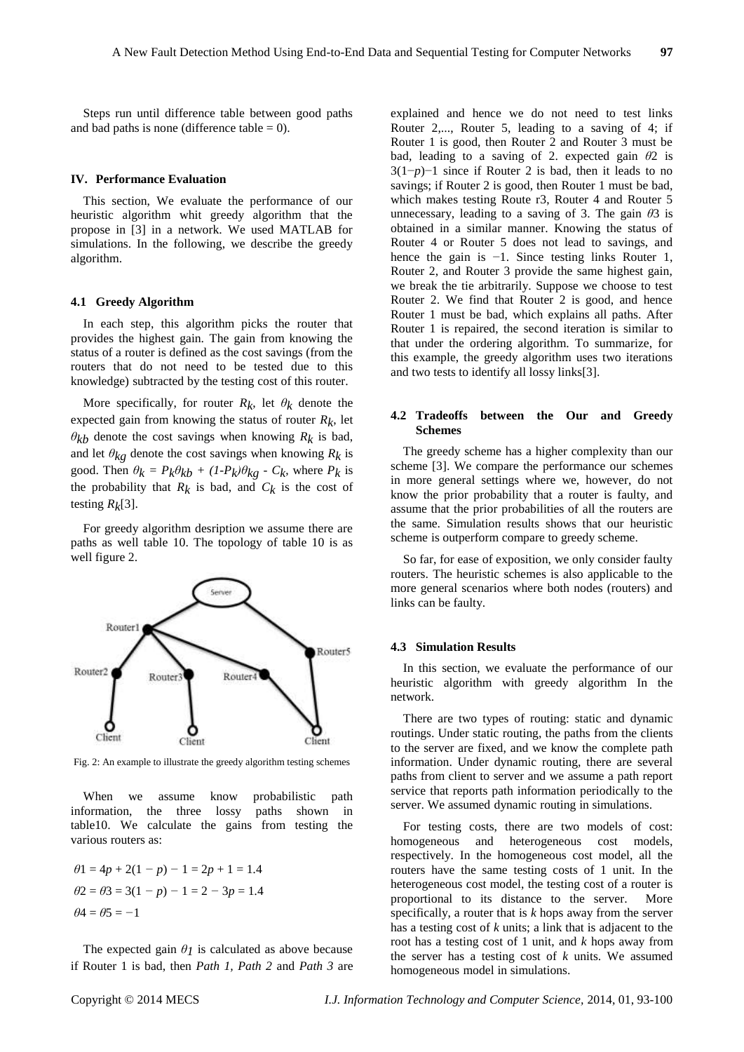Steps run until difference table between good paths and bad paths is none (difference table = 0).

## IV. Performance Evaluation

This section, We evaluate the performance of our heuristic algorithm whit greedy algorithm that the propose in [3] in a network. We used MATLAB for simulations. In the following, we describe the greedy algorithm.

### 4.1 Greedy Algorithm

In each step, this algorithm picks the router that provides the highest gain. The gain from knowing the status of a router is defined as the cost savings (from the routers that do not need to be tested due to this knowledge) subtracted by the testing cost of this router.

More specifically, for router $R_k$, let $\theta_k$ denote the expected gain from knowing the status of router $R_k$, let $\theta_{kb}$ denote the cost savings when knowing $R_k$ is bad, and let $\theta_{kg}$ denote the cost savings when knowing $R_k$ is good. Then $\theta_k = P_k\theta_{kb} + (1\text{-}P_k)\theta_{kg} - C_k$, where $P_k$ is the probability that $R_k$ is bad, and $C_k$ is the cost of testing $R_k$[3].

For greedy algorithm desription we assume there are paths as well table 10. The topology of table 10 is as well figure 2.

Fig. 2: An example to illustrate the greedy algorithm testing schemes

When we assume know probabilistic path information, the three lossy paths shown in table10. We calculate the gains from testing the various routers as:

$$\theta 1 = 4p + 2(1 - p) - 1 = 2p + 1 = 1.4$$

$$\theta 2 = \theta 3 = 3(1 - p) - 1 = 2 - 3p = 1.4$$

$$\theta 4 = \theta 5 = -1$$

The expected gain $\theta_1$ is calculated as above because if Router 1 is bad, then *Path 1, Path 2* and *Path 3* are explained and hence we do not need to test links Router 2,..., Router 5, leading to a saving of 4; if Router 1 is good, then Router 2 and Router 3 must be bad, leading to a saving of 2. expected gain $\theta 2$ is $3(1-p)-1$ since if Router 2 is bad, then it leads to no savings; if Router 2 is good, then Router 1 must be bad, which makes testing Route r3, Router 4 and Router 5 unnecessary, leading to a saving of 3. The gain $\theta 3$ is obtained in a similar manner. Knowing the status of Router 4 or Router 5 does not lead to savings, and hence the gain is −1. Since testing links Router 1, Router 2, and Router 3 provide the same highest gain, we break the tie arbitrarily. Suppose we choose to test Router 2. We find that Router 2 is good, and hence Router 1 must be bad, which explains all paths. After Router 1 is repaired, the second iteration is similar to that under the ordering algorithm. To summarize, for this example, the greedy algorithm uses two iterations and two tests to identify all lossy links[3].

### 4.2 Tradeoffs between the Our and Greedy Schemes

The greedy scheme has a higher complexity than our scheme [3]. We compare the performance our schemes in more general settings where we, however, do not know the prior probability that a router is faulty, and assume that the prior probabilities of all the routers are the same. Simulation results shows that our heuristic scheme is outperform compare to greedy scheme.

So far, for ease of exposition, we only consider faulty routers. The heuristic schemes is also applicable to the more general scenarios where both nodes (routers) and links can be faulty.

### 4.3 Simulation Results

In this section, we evaluate the performance of our heuristic algorithm with greedy algorithm In the network.

There are two types of routing: static and dynamic routings. Under static routing, the paths from the clients to the server are fixed, and we know the complete path information. Under dynamic routing, there are several paths from client to server and we assume a path report service that reports path information periodically to the server. We assumed dynamic routing in simulations.

For testing costs, there are two models of cost: homogeneous and heterogeneous cost models, respectively. In the homogeneous cost model, all the routers have the same testing costs of 1 unit. In the heterogeneous cost model, the testing cost of a router is proportional to its distance to the server. More specifically, a router that is *k* hops away from the server has a testing cost of *k* units; a link that is adjacent to the root has a testing cost of 1 unit, and *k* hops away from the server has a testing cost of *k* units. We assumed homogeneous model in simulations.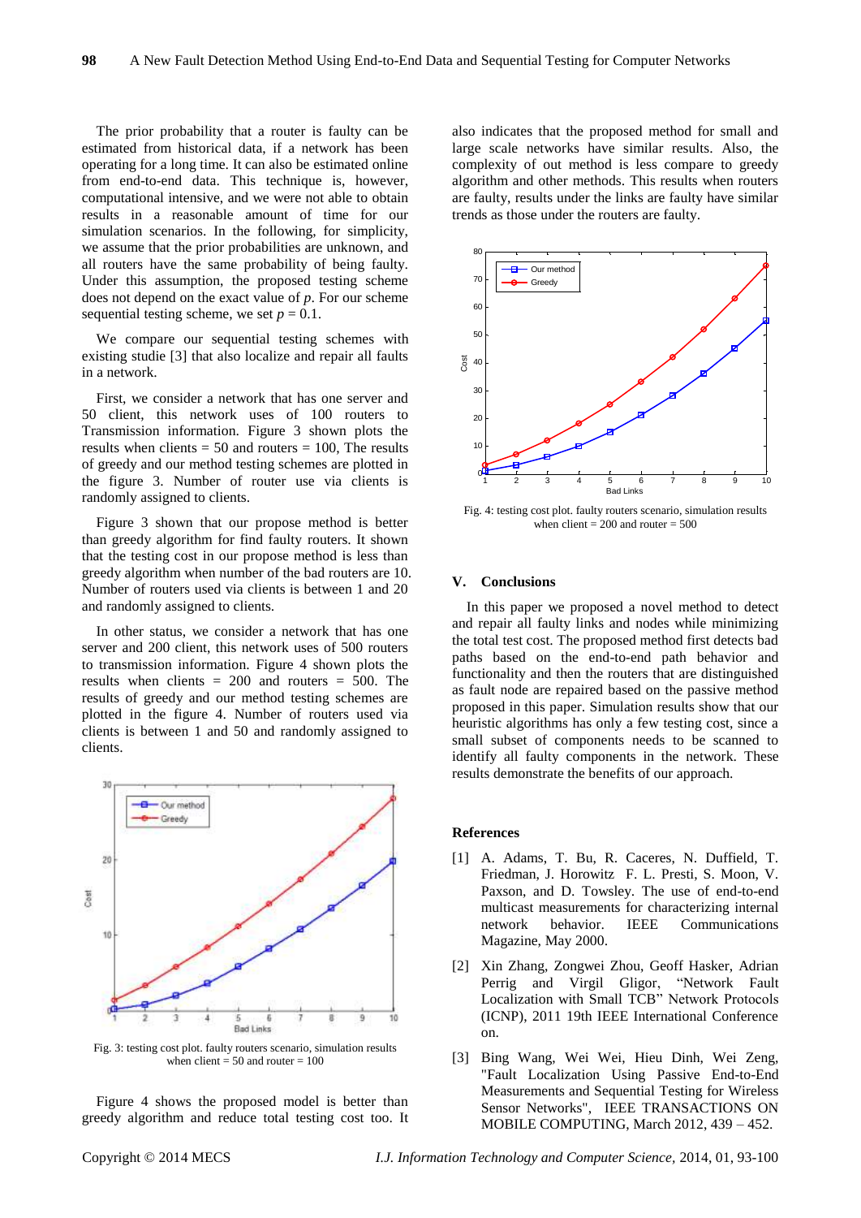The prior probability that a router is faulty can be estimated from historical data, if a network has been operating for a long time. It can also be estimated online from end-to-end data. This technique is, however, computational intensive, and we were not able to obtain results in a reasonable amount of time for our simulation scenarios. In the following, for simplicity, we assume that the prior probabilities are unknown, and all routers have the same probability of being faulty. Under this assumption, the proposed testing scheme does not depend on the exact value of $p$. For our scheme sequential testing scheme, we set $p = 0.1$.

We compare our sequential testing schemes with existing studie [3] that also localize and repair all faults in a network.

First, we consider a network that has one server and 50 client, this network uses of 100 routers to Transmission information. Figure 3 shown plots the results when clients = 50 and routers = 100, The results of greedy and our method testing schemes are plotted in the figure 3. Number of router use via clients is randomly assigned to clients.

Figure 3 shown that our propose method is better than greedy algorithm for find faulty routers. It shown that the testing cost in our propose method is less than greedy algorithm when number of the bad routers are 10. Number of routers used via clients is between 1 and 20 and randomly assigned to clients.

In other status, we consider a network that has one server and 200 client, this network uses of 500 routers to transmission information. Figure 4 shown plots the results when clients = 200 and routers = 500. The results of greedy and our method testing schemes are plotted in the figure 4. Number of routers used via clients is between 1 and 50 and randomly assigned to clients.

Fig. 3: testing cost plot. faulty routers scenario, simulation results when client = 50 and router = 100

Figure 4 shows the proposed model is better than greedy algorithm and reduce total testing cost too. It also indicates that the proposed method for small and large scale networks have similar results. Also, the complexity of out method is less compare to greedy algorithm and other methods. This results when routers are faulty, results under the links are faulty have similar trends as those under the routers are faulty.

Fig. 4: testing cost plot. faulty routers scenario, simulation results when client = 200 and router = 500

## V. Conclusions

In this paper we proposed a novel method to detect and repair all faulty links and nodes while minimizing the total test cost. The proposed method first detects bad paths based on the end-to-end path behavior and functionality and then the routers that are distinguished as fault node are repaired based on the passive method proposed in this paper. Simulation results show that our heuristic algorithms has only a few testing cost, since a small subset of components needs to be scanned to identify all faulty components in the network. These results demonstrate the benefits of our approach.

## References

[1] A. Adams, T. Bu, R. Caceres, N. Duffield, T. Friedman, J. Horowitz F. L. Presti, S. Moon, V. Paxson, and D. Towsley. The use of end-to-end multicast measurements for characterizing internal network behavior. IEEE Communications Magazine, May 2000.

[2] Xin Zhang, Zongwei Zhou, Geoff Hasker, Adrian Perrig and Virgil Gligor, "Network Fault Localization with Small TCB" Network Protocols (ICNP), 2011 19th IEEE International Conference on.

[3] Bing Wang, Wei Wei, Hieu Dinh, Wei Zeng, "Fault Localization Using Passive End-to-End Measurements and Sequential Testing for Wireless Sensor Networks", IEEE TRANSACTIONS ON MOBILE COMPUTING, March 2012, 439 – 452.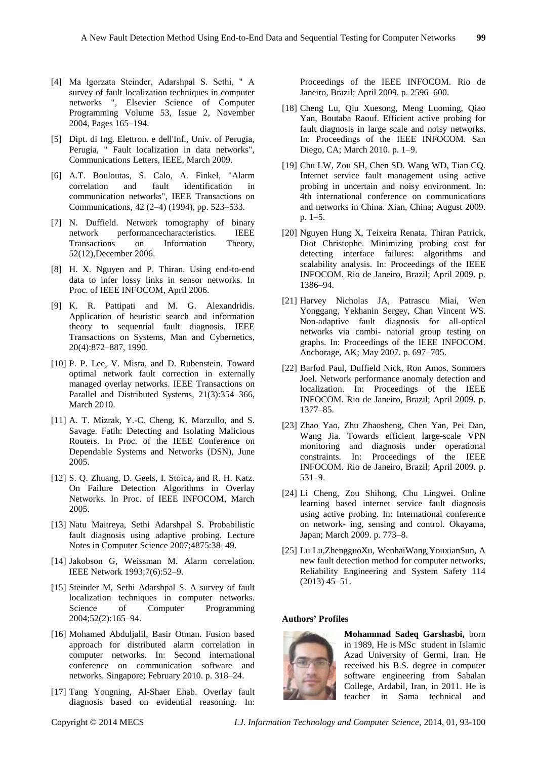[4] Ma łgorzata Steinder, Adarshpal S. Sethi, " A survey of fault localization techniques in computer networks ", Elsevier Science of Computer Programming Volume 53, Issue 2, November 2004, Pages 165–194.

[5] Dipt. di Ing. Elettron. e dell'Inf., Univ. of Perugia, Perugia, " Fault localization in data networks", Communications Letters, IEEE, March 2009.

[6] A.T. Bouloutas, S. Calo, A. Finkel, "Alarm correlation and fault identification in communication networks", IEEE Transactions on Communications, 42 (2–4) (1994), pp. 523–533.

[7] N. Duffield. Network tomography of binary network performancecharacteristics. IEEE Transactions on Information Theory, 52(12),December 2006.

[8] H. X. Nguyen and P. Thiran. Using end-to-end data to infer lossy links in sensor networks. In Proc. of IEEE INFOCOM, April 2006.

[9] K. R. Pattipati and M. G. Alexandridis. Application of heuristic search and information theory to sequential fault diagnosis. IEEE Transactions on Systems, Man and Cybernetics, 20(4):872–887, 1990.

[10] P. P. Lee, V. Misra, and D. Rubenstein. Toward optimal network fault correction in externally managed overlay networks. IEEE Transactions on Parallel and Distributed Systems, 21(3):354–366, March 2010.

[11] A. T. Mizrak, Y.-C. Cheng, K. Marzullo, and S. Savage. Fatih: Detecting and Isolating Malicious Routers. In Proc. of the IEEE Conference on Dependable Systems and Networks (DSN), June 2005.

[12] S. Q. Zhuang, D. Geels, I. Stoica, and R. H. Katz. On Failure Detection Algorithms in Overlay Networks. In Proc. of IEEE INFOCOM, March 2005.

[13] Natu Maitreya, Sethi Adarshpal S. Probabilistic fault diagnosis using adaptive probing. Lecture Notes in Computer Science 2007;4875:38–49.

[14] Jakobson G, Weissman M. Alarm correlation. IEEE Network 1993;7(6):52–9.

[15] Steinder M, Sethi Adarshpal S. A survey of fault localization techniques in computer networks. Science of Computer Programming 2004;52(2):165–94.

[16] Mohamed Abduljalil, Basir Otman. Fusion based approach for distributed alarm correlation in computer networks. In: Second international conference on communication software and networks. Singapore; February 2010. p. 318–24.

[17] Tang Yongning, Al-Shaer Ehab. Overlay fault diagnosis based on evidential reasoning. In: Proceedings of the IEEE INFOCOM. Rio de Janeiro, Brazil; April 2009. p. 2596–600.

[18] Cheng Lu, Qiu Xuesong, Meng Luoming, Qiao Yan, Boutaba Raouf. Efficient active probing for fault diagnosis in large scale and noisy networks. In: Proceedings of the IEEE INFOCOM. San Diego, CA; March 2010. p. 1–9.

[19] Chu LW, Zou SH, Chen SD. Wang WD, Tian CQ. Internet service fault management using active probing in uncertain and noisy environment. In: 4th international conference on communications and networks in China. Xian, China; August 2009. p. 1–5.

[20] Nguyen Hung X, Teixeira Renata, Thiran Patrick, Diot Christophe. Minimizing probing cost for detecting interface failures: algorithms and scalability analysis. In: Proceedings of the IEEE INFOCOM. Rio de Janeiro, Brazil; April 2009. p. 1386–94.

[21] Harvey Nicholas JA, Patrascu Miai, Wen Yonggang, Yekhanin Sergey, Chan Vincent WS. Non-adaptive fault diagnosis for all-optical networks via combi- natorial group testing on graphs. In: Proceedings of the IEEE INFOCOM. Anchorage, AK; May 2007. p. 697–705.

[22] Barfod Paul, Duffield Nick, Ron Amos, Sommers Joel. Network performance anomaly detection and localization. In: Proceedings of the IEEE INFOCOM. Rio de Janeiro, Brazil; April 2009. p. 1377–85.

[23] Zhao Yao, Zhu Zhaosheng, Chen Yan, Pei Dan, Wang Jia. Towards efficient large-scale VPN monitoring and diagnosis under operational constraints. In: Proceedings of the IEEE INFOCOM. Rio de Janeiro, Brazil; April 2009. p. 531–9.

[24] Li Cheng, Zou Shihong, Chu Lingwei. Online learning based internet service fault diagnosis using active probing. In: International conference on network- ing, sensing and control. Okayama, Japan; March 2009. p. 773–8.

[25] Lu Lu,ZhengguoXu, WenhaiWang,YouxianSun, A new fault detection method for computer networks, Reliability Engineering and System Safety 114 (2013) 45–51.

**Authors' Profiles**

**Mohammad Sadeq Garshasbi,** born in 1989, He is MSc student in Islamic Azad University of Germi, Iran. He received his B.S. degree in computer software engineering from Sabalan College, Ardabil, Iran, in 2011. He is teacher in Sama technical and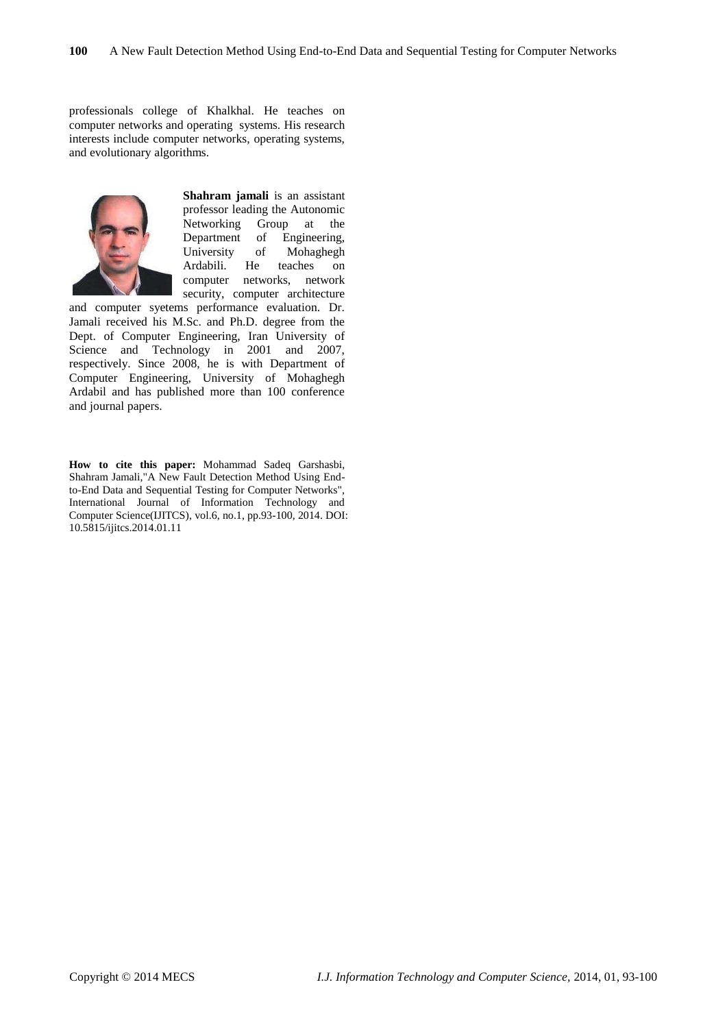professionals college of Khalkhal. He teaches on computer networks and operating systems. His research interests include computer networks, operating systems, and evolutionary algorithms.

**Shahram jamali** is an assistant professor leading the Autonomic Networking Group at the Department of Engineering, University of Mohaghegh Ardabili. He teaches on computer networks, network security, computer architecture and computer syetems performance evaluation. Dr. Jamali received his M.Sc. and Ph.D. degree from the Dept. of Computer Engineering, Iran University of Science and Technology in 2001 and 2007, respectively. Since 2008, he is with Department of Computer Engineering, University of Mohaghegh Ardabil and has published more than 100 conference and journal papers.

**How to cite this paper:** Mohammad Sadeq Garshasbi, Shahram Jamali,"A New Fault Detection Method Using End-to-End Data and Sequential Testing for Computer Networks", International Journal of Information Technology and Computer Science(IJITCS), vol.6, no.1, pp.93-100, 2014. DOI: 10.5815/ijitcs.2014.01.11